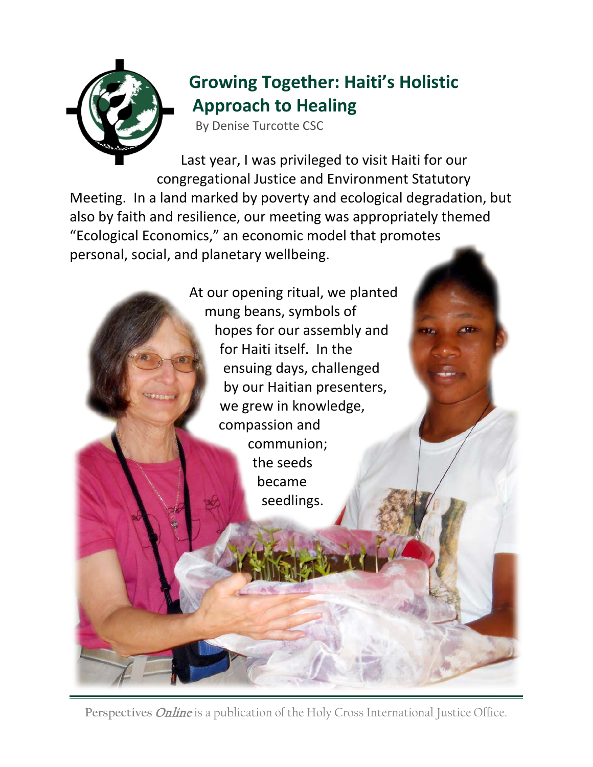# Growing Together: Haiti's Holistic Approach to Healing

By Denise Turcotte CSC

Last year, I was privileged to visit Haiti for our congregational Justice and Environment Statutory Meeting. In a land marked by poverty and ecological degradation, but also by faith and resilience, our meeting was appropriately themed "Ecological Economics," an economic model that promotes personal, social, and planetary wellbeing.

At our opening ritual, we planted mung beans, symbols of hopes for our assembly and for Haiti itself. In the ensuing days, challenged by our Haitian presenters, we grew in knowledge, compassion and communion; the seeds became seedlings.

Perspectives *Online* is a publication of the Holy Cross International Justice Office.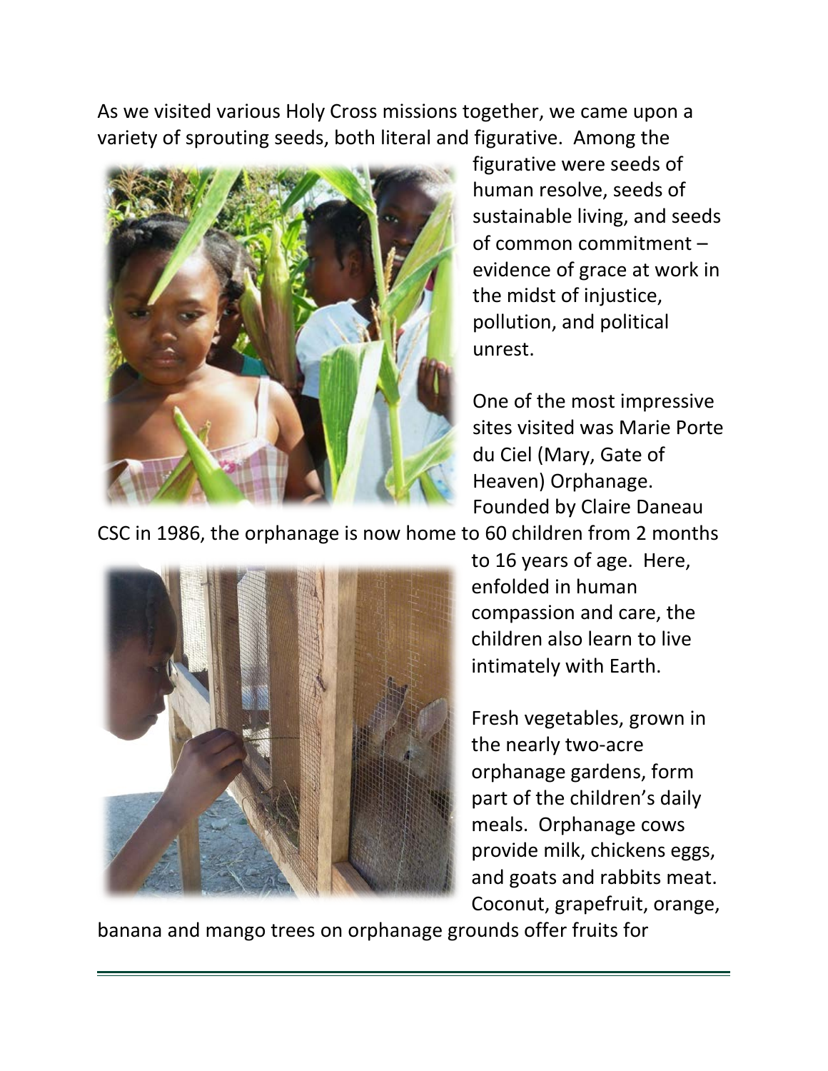As we visited various Holy Cross missions together, we came upon a variety of sprouting seeds, both literal and figurative. Among the figurative were seeds of human resolve, seeds of sustainable living, and seeds of common commitment – evidence of grace at work in the midst of injustice, pollution, and political unrest.

One of the most impressive sites visited was Marie Porte du Ciel (Mary, Gate of Heaven) Orphanage. Founded by Claire Daneau CSC in 1986, the orphanage is now home to 60 children from 2 months to 16 years of age. Here, enfolded in human compassion and care, the children also learn to live intimately with Earth.

Fresh vegetables, grown in the nearly two-acre orphanage gardens, form part of the children's daily meals. Orphanage cows provide milk, chickens eggs, and goats and rabbits meat. Coconut, grapefruit, orange, banana and mango trees on orphanage grounds offer fruits for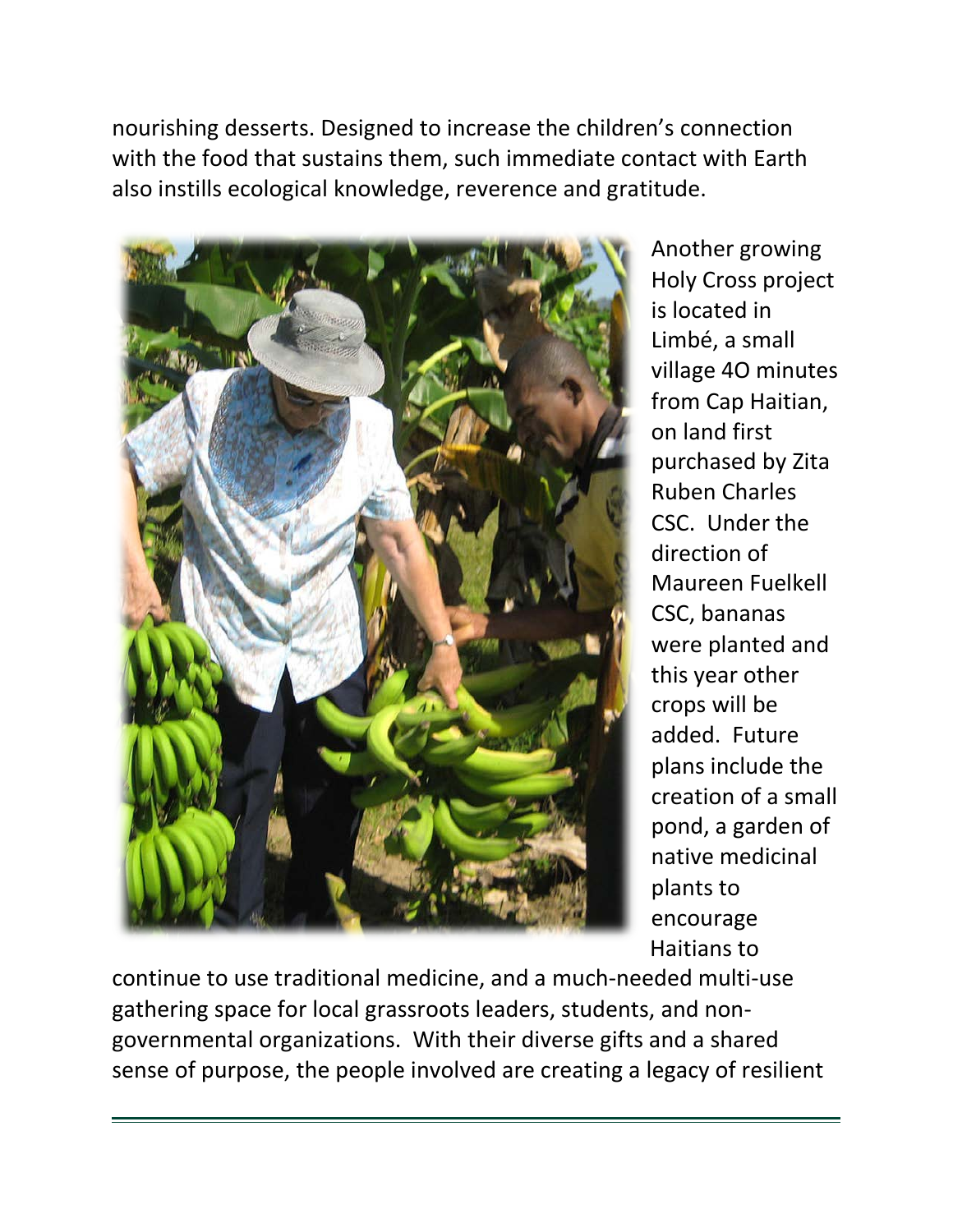nourishing desserts. Designed to increase the children's connection with the food that sustains them, such immediate contact with Earth also instills ecological knowledge, reverence and gratitude.

Another growing Holy Cross project is located in Limbé, a small village 40 minutes from Cap Haitian, on land first purchased by Zita Ruben Charles CSC. Under the direction of Maureen Fuelkell CSC, bananas were planted and this year other crops will be added. Future plans include the creation of a small pond, a garden of native medicinal plants to encourage Haitians to continue to use traditional medicine, and a much-needed multi-use gathering space for local grassroots leaders, students, and non-governmental organizations. With their diverse gifts and a shared sense of purpose, the people involved are creating a legacy of resilient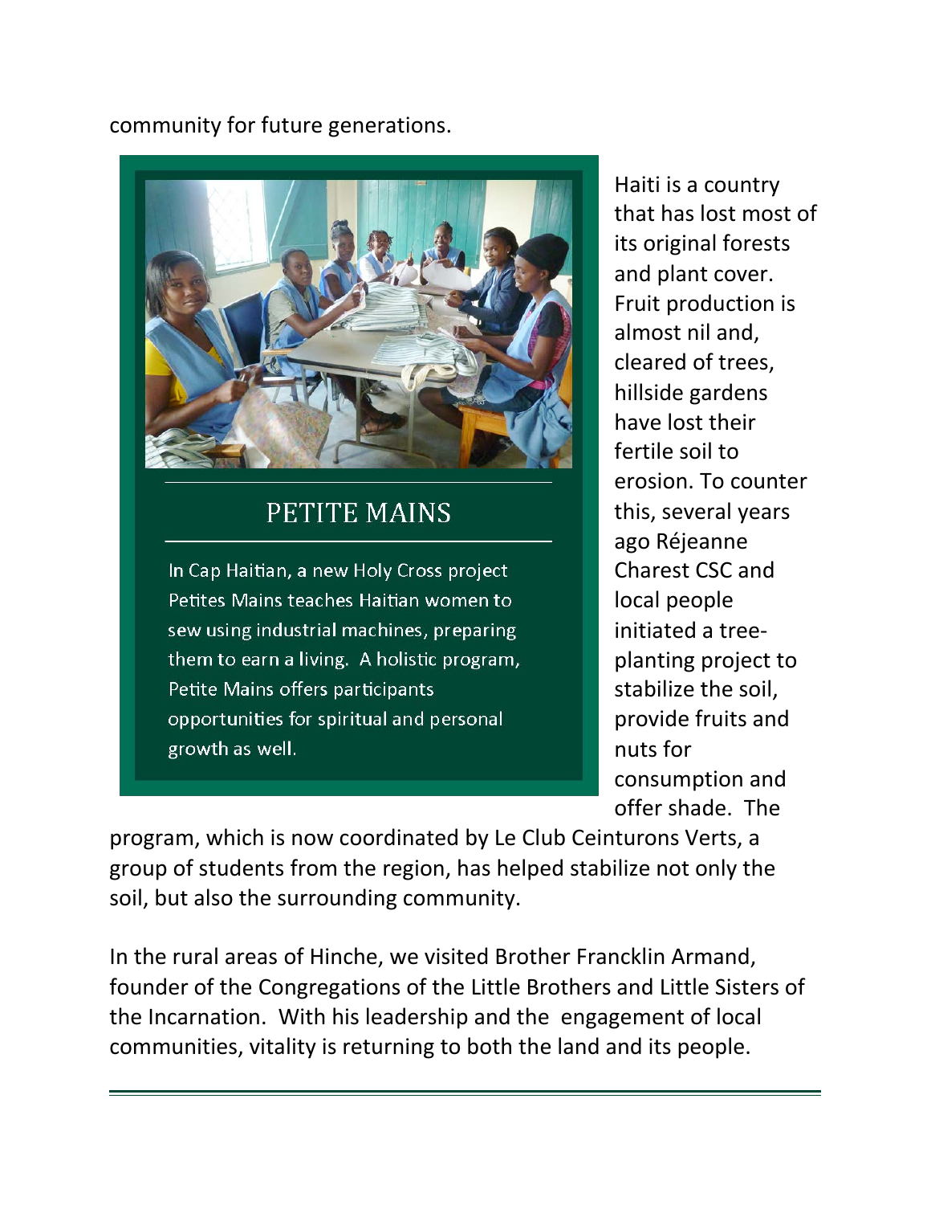community for future generations.

## PETITE MAINS

In Cap Haitian, a new Holy Cross project Petites Mains teaches Haitian women to sew using industrial machines, preparing them to earn a living. A holistic program, Petite Mains offers participants opportunities for spiritual and personal growth as well.

Haiti is a country that has lost most of its original forests and plant cover. Fruit production is almost nil and, cleared of trees, hillside gardens have lost their fertile soil to erosion. To counter this, several years ago Réjeanne Charest CSC and local people initiated a tree-planting project to stabilize the soil, provide fruits and nuts for consumption and offer shade. The program, which is now coordinated by Le Club Ceinturons Verts, a group of students from the region, has helped stabilize not only the soil, but also the surrounding community.

In the rural areas of Hinche, we visited Brother Francklin Armand, founder of the Congregations of the Little Brothers and Little Sisters of the Incarnation. With his leadership and the engagement of local communities, vitality is returning to both the land and its people.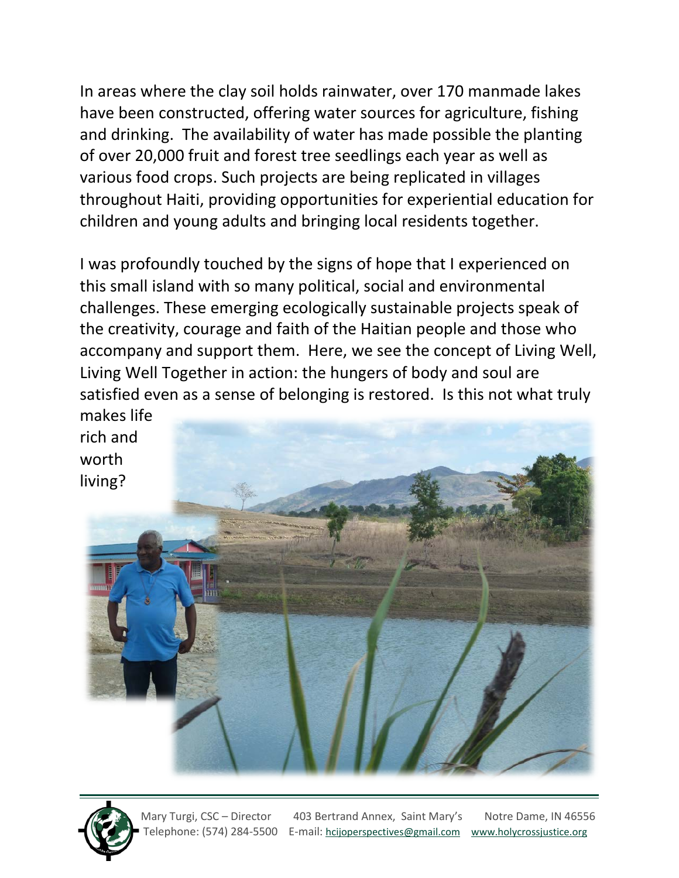In areas where the clay soil holds rainwater, over 170 manmade lakes have been constructed, offering water sources for agriculture, fishing and drinking. The availability of water has made possible the planting of over 20,000 fruit and forest tree seedlings each year as well as various food crops. Such projects are being replicated in villages throughout Haiti, providing opportunities for experiential education for children and young adults and bringing local residents together.

I was profoundly touched by the signs of hope that I experienced on this small island with so many political, social and environmental challenges. These emerging ecologically sustainable projects speak of the creativity, courage and faith of the Haitian people and those who accompany and support them. Here, we see the concept of Living Well, Living Well Together in action: the hungers of body and soul are satisfied even as a sense of belonging is restored. Is this not what truly makes life rich and worth living?